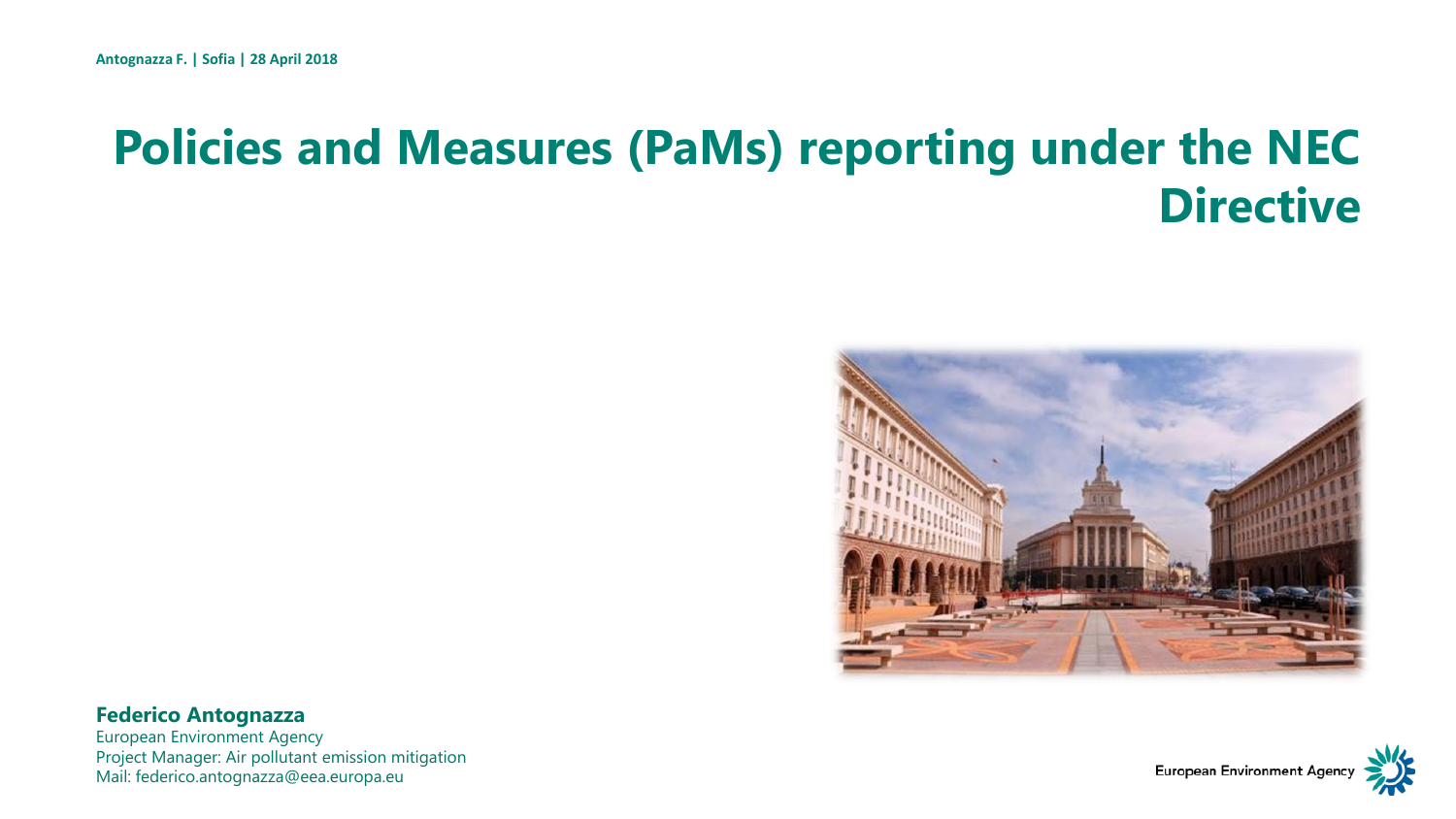Antognazza F. | Sofia | 28 April 2018

# Policies and Measures (PaMs) reporting under the NEC Directive

**Federico Antognazza**
European Environment Agency
Project Manager: Air pollutant emission mitigation
Mail: federico.antognazza@eea.europa.eu

European Environment Agency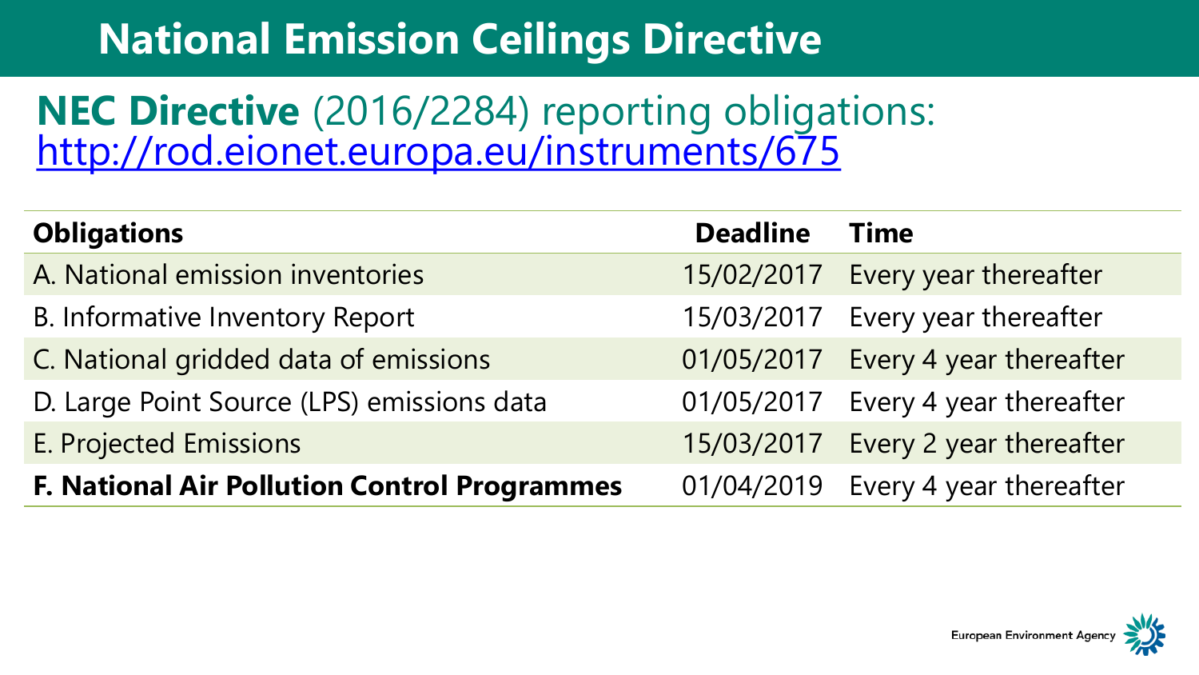# National Emission Ceilings Directive

## **NEC Directive** (2016/2284) reporting obligations: http://rod.eionet.europa.eu/instruments/675

| **Obligations** | **Deadline** | **Time** |
|---|---|---|
| A. National emission inventories | 15/02/2017 | Every year thereafter |
| B. Informative Inventory Report | 15/03/2017 | Every year thereafter |
| C. National gridded data of emissions | 01/05/2017 | Every 4 year thereafter |
| D. Large Point Source (LPS) emissions data | 01/05/2017 | Every 4 year thereafter |
| E. Projected Emissions | 15/03/2017 | Every 2 year thereafter |
| **F. National Air Pollution Control Programmes** | 01/04/2019 | Every 4 year thereafter |

European Environment Agency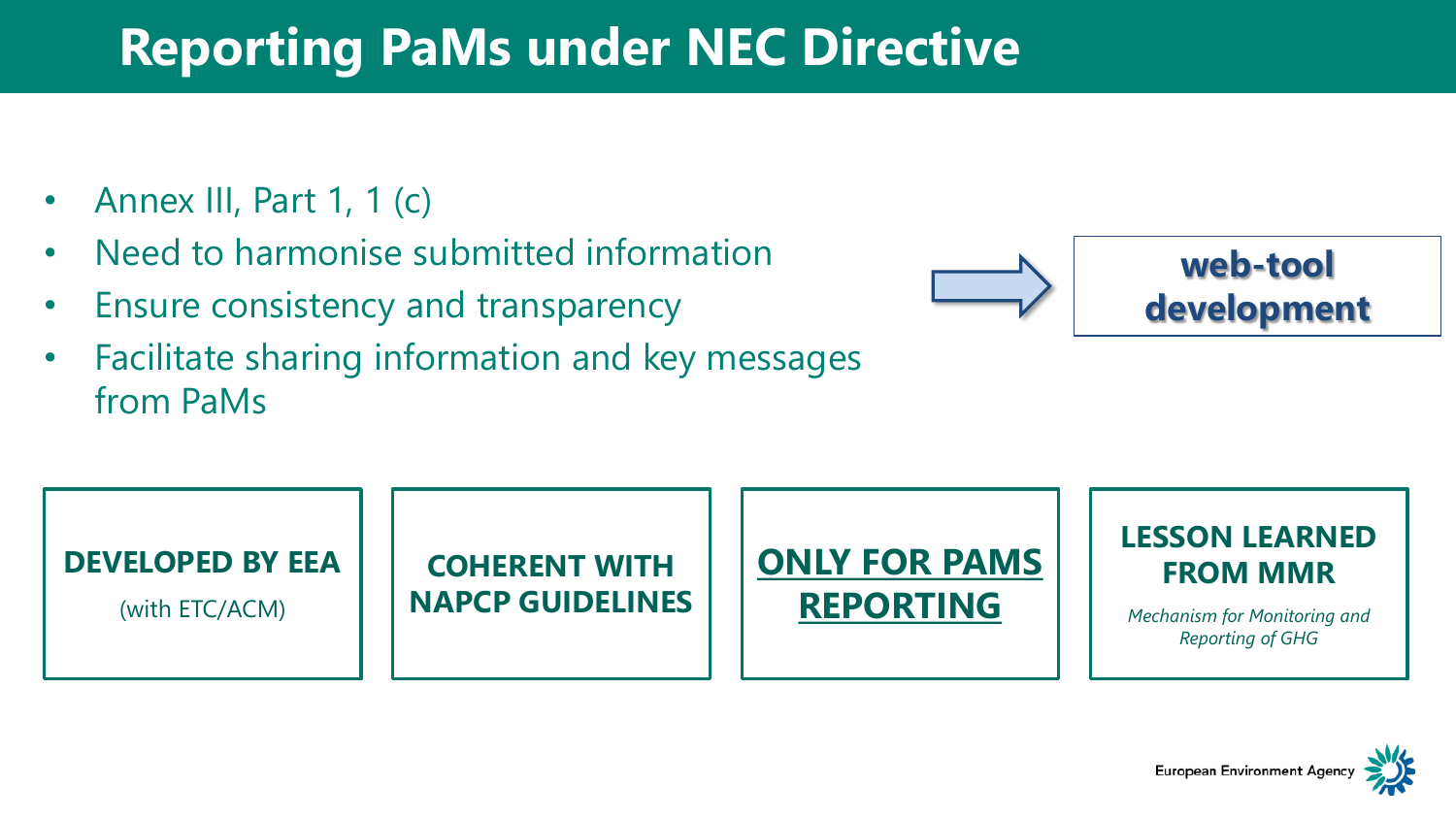# Reporting PaMs under NEC Directive

- Annex III, Part 1, 1 (c)
- Need to harmonise submitted information
- Ensure consistency and transparency
- Facilitate sharing information and key messages from PaMs

→ **web-tool development**

**DEVELOPED BY EEA**

(with ETC/ACM)

**COHERENT WITH NAPCP GUIDELINES**

**ONLY FOR PAMS REPORTING**

**LESSON LEARNED FROM MMR**

*Mechanism for Monitoring and Reporting of GHG*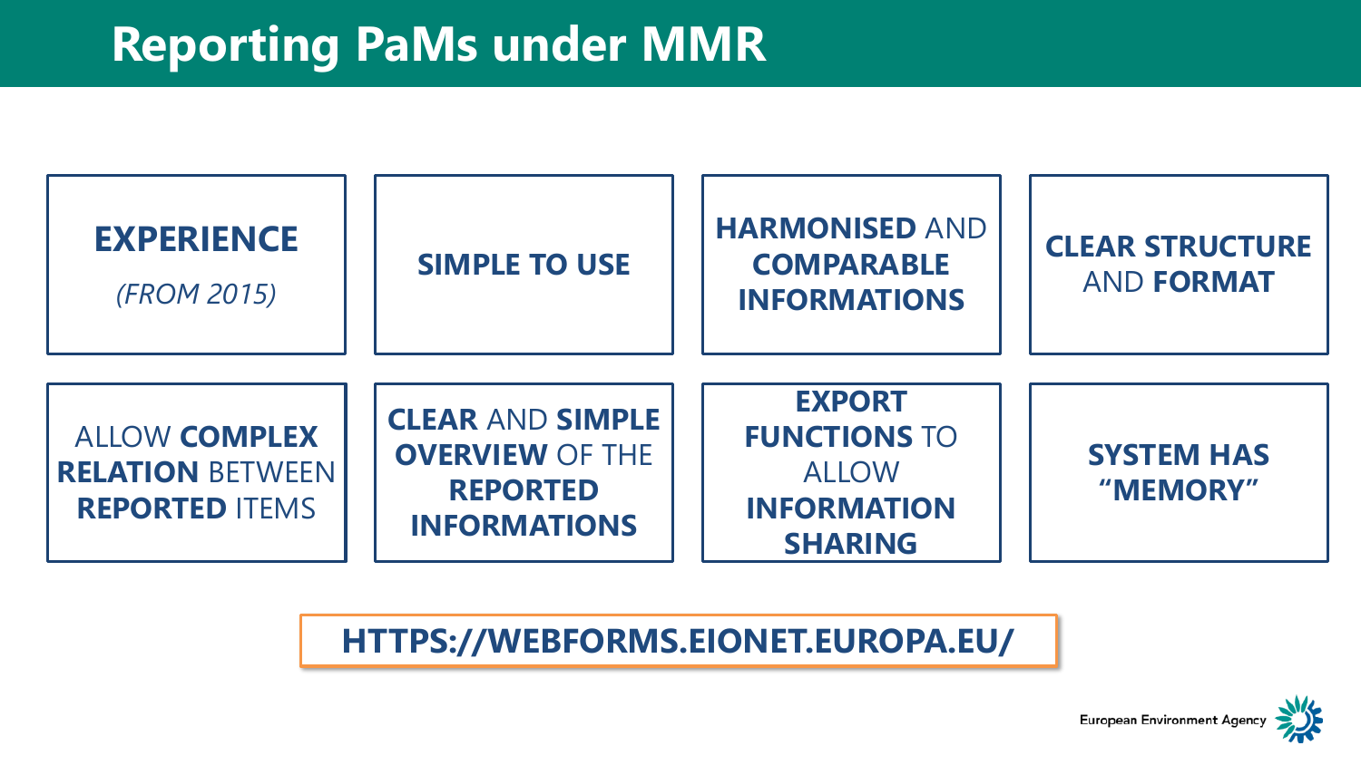# Reporting PaMs under MMR

- **EXPERIENCE** *(FROM 2015)*
- **SIMPLE TO USE**
- **HARMONISED** AND **COMPARABLE INFORMATIONS**
- **CLEAR STRUCTURE** AND **FORMAT**
- ALLOW **COMPLEX RELATION** BETWEEN **REPORTED** ITEMS
- **CLEAR** AND **SIMPLE OVERVIEW** OF THE **REPORTED INFORMATIONS**
- **EXPORT FUNCTIONS** TO ALLOW **INFORMATION SHARING**
- **SYSTEM HAS "MEMORY"**

**HTTPS://WEBFORMS.EIONET.EUROPA.EU/**

European Environment Agency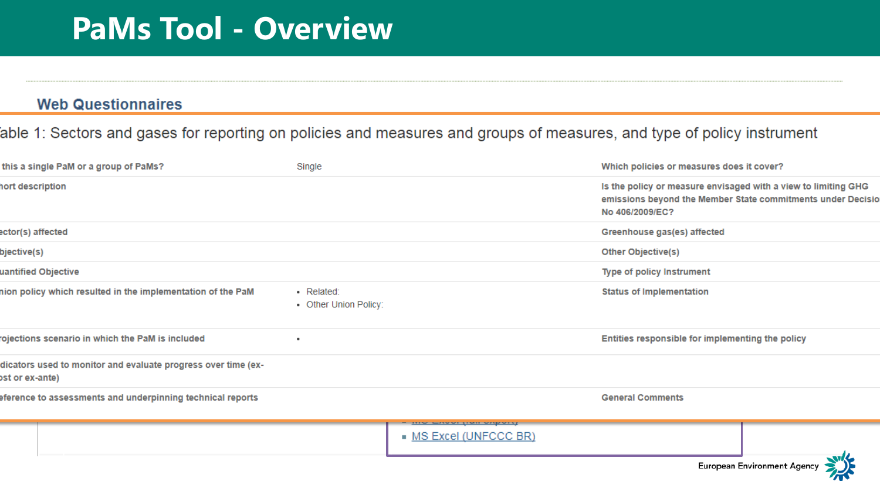# PaMs Tool - Overview

## Web Questionnaires

able 1: Sectors and gases for reporting on policies and measures and groups of measures, and type of policy instrument

| | | |
|---|---|---|
| this a single PaM or a group of PaMs? | Single | Which policies or measures does it cover? |
| hort description | | Is the policy or measure envisaged with a view to limiting GHG emissions beyond the Member State commitments under Decisio No 406/2009/EC? |
| ector(s) affected | | Greenhouse gas(es) affected |
| bjective(s) | | Other Objective(s) |
| uantified Objective | | Type of policy Instrument |
| nion policy which resulted in the implementation of the PaM | • Related:<br>• Other Union Policy: | Status of Implementation |
| rojections scenario in which the PaM is included | • | Entities responsible for implementing the policy |
| dicators used to monitor and evaluate progress over time (ex-post or ex-ante) | | |
| eference to assessments and underpinning technical reports | | General Comments |

- MS Excel (UNFCCC BR)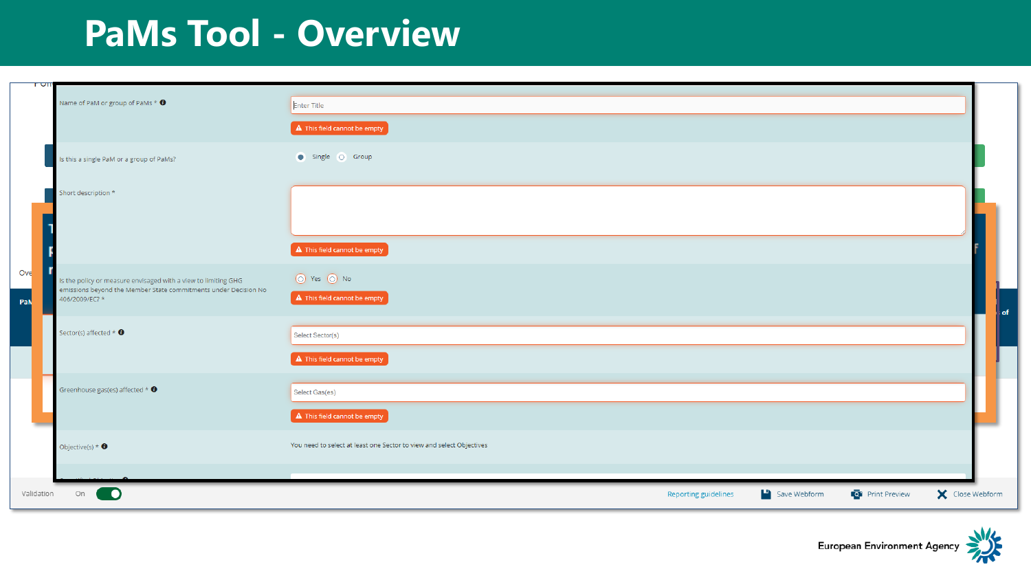# PaMs Tool - Overview

Name of PaM or group of PaMs *

Enter Title

This field cannot be empty

Is this a single PaM or a group of PaMs?

Single Group

Short description *

This field cannot be empty

Is the policy or measure envisaged with a view to limiting GHG emissions beyond the Member State commitments under Decision No 406/2009/EC? *

Yes No

This field cannot be empty

Sector(s) affected *

Select Sector(s)

This field cannot be empty

Greenhouse gas(es) affected *

Select Gas(es)

This field cannot be empty

Objective(s) *

You need to select at least one Sector to view and select Objectives

Validation On

Reporting guidelines Save Webform Print Preview Close Webform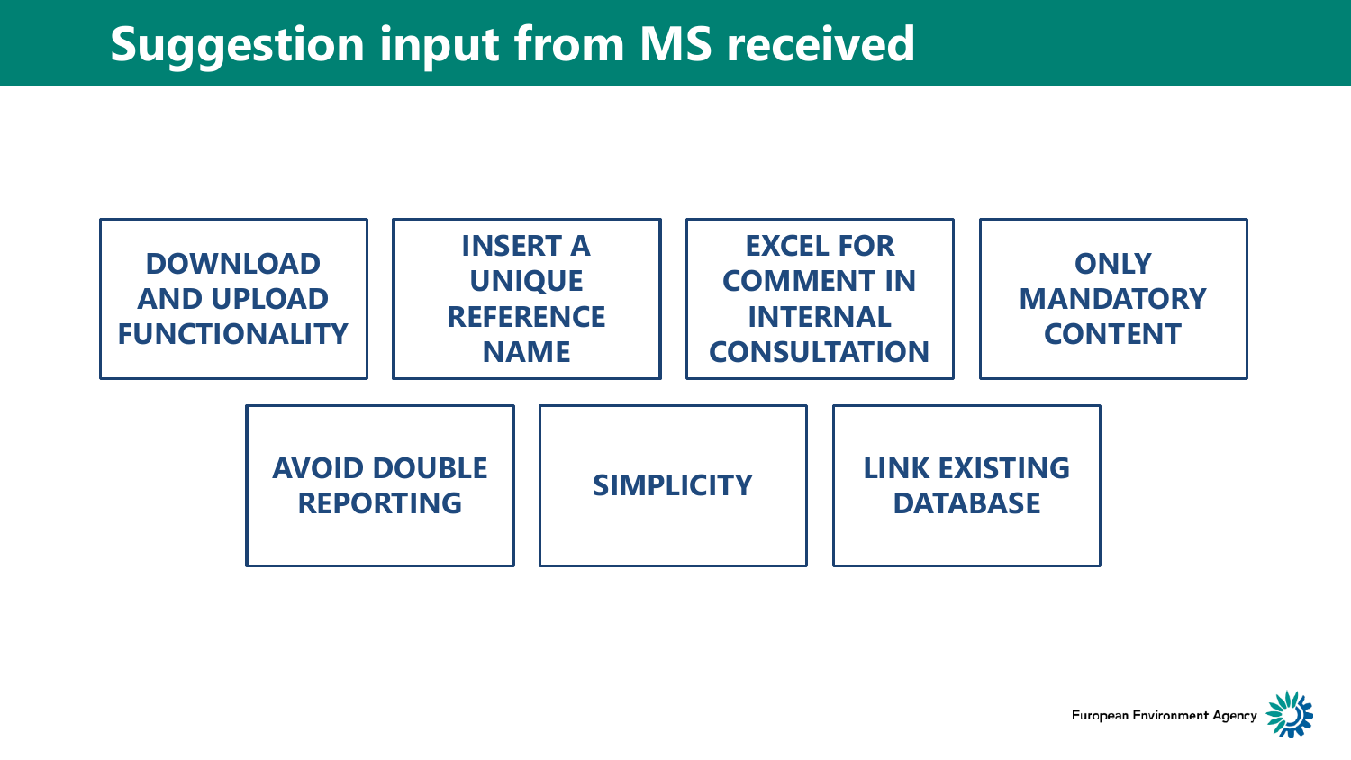# Suggestion input from MS received

- DOWNLOAD AND UPLOAD FUNCTIONALITY
- INSERT A UNIQUE REFERENCE NAME
- EXCEL FOR COMMENT IN INTERNAL CONSULTATION
- ONLY MANDATORY CONTENT
- AVOID DOUBLE REPORTING
- SIMPLICITY
- LINK EXISTING DATABASE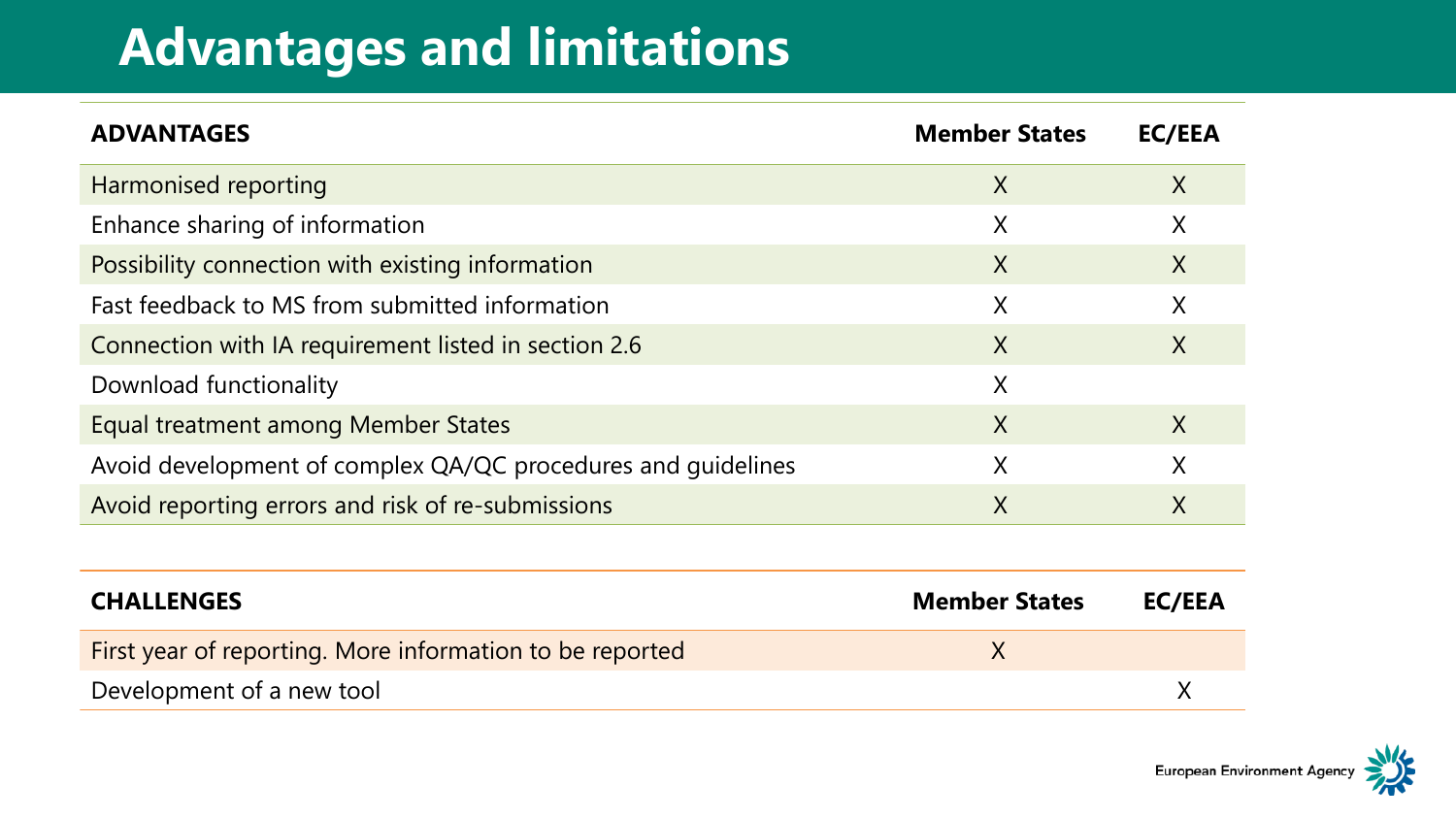# Advantages and limitations

| ADVANTAGES | Member States | EC/EEA |
|---|---|---|
| Harmonised reporting | X | X |
| Enhance sharing of information | X | X |
| Possibility connection with existing information | X | X |
| Fast feedback to MS from submitted information | X | X |
| Connection with IA requirement listed in section 2.6 | X | X |
| Download functionality | X | |
| Equal treatment among Member States | X | X |
| Avoid development of complex QA/QC procedures and guidelines | X | X |
| Avoid reporting errors and risk of re-submissions | X | X |

| CHALLENGES | Member States | EC/EEA |
|---|---|---|
| First year of reporting. More information to be reported | X | |
| Development of a new tool | | X |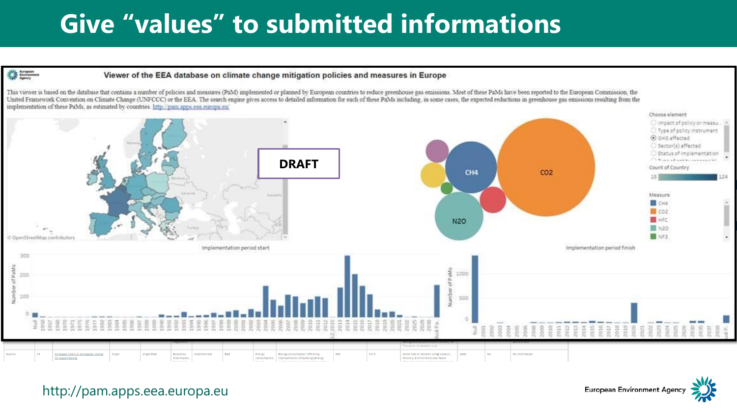# Give “values” to submitted informations

**Viewer of the EEA database on climate change mitigation policies and measures in Europe**

This viewer is based on the database that contains a number of policies and measures (PaM) implemented or planned by European countries to reduce greenhouse gas emissions. Most of these PaMs have been reported to the European Commission, the United Framework Convention on Climate Change (UNFCCC) or the EEA. The search engine gives access to detailed information for each of these PaMs including, in some cases, the expected reductions in greenhouse gas emissions resulting from the implementation of these PaMs, as estimated by countries. http://pam.apps.eea.europa.eu/

**DRAFT**

http://pam.apps.eea.europa.eu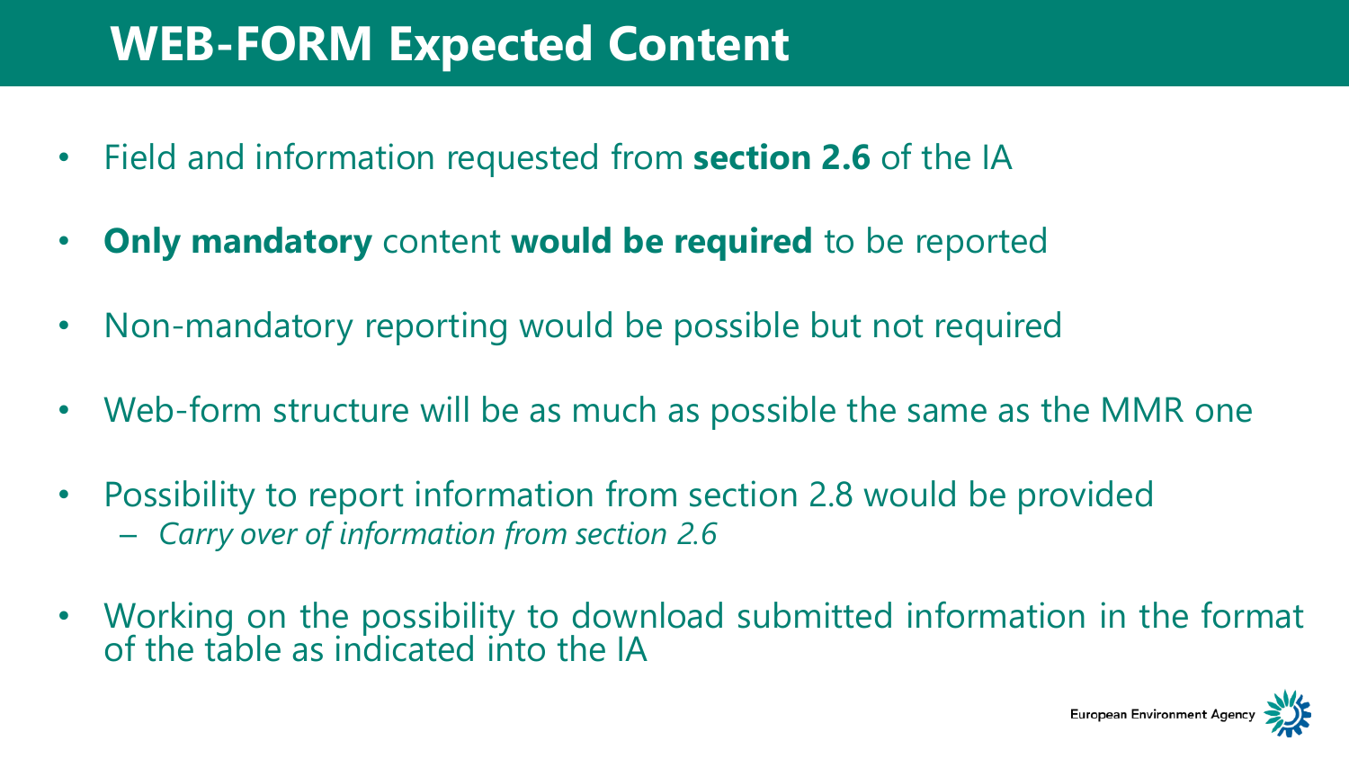# WEB-FORM Expected Content

- Field and information requested from **section 2.6** of the IA
- **Only mandatory** content **would be required** to be reported
- Non-mandatory reporting would be possible but not required
- Web-form structure will be as much as possible the same as the MMR one
- Possibility to report information from section 2.8 would be provided
  - *Carry over of information from section 2.6*
- Working on the possibility to download submitted information in the format of the table as indicated into the IA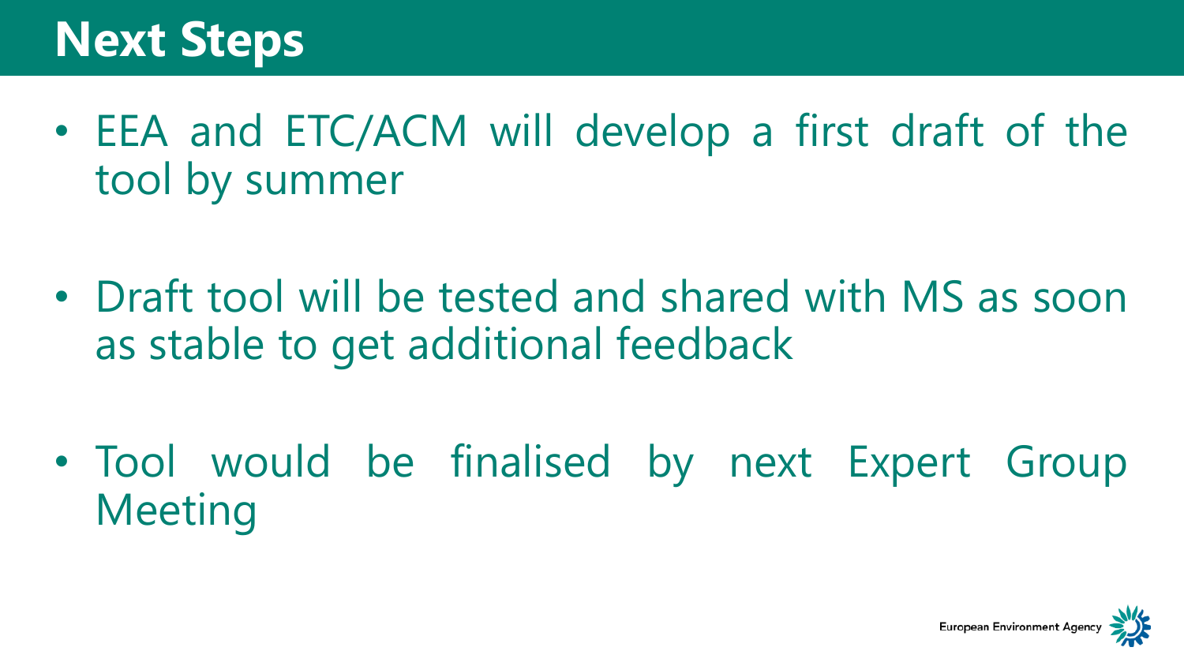# Next Steps

- EEA and ETC/ACM will develop a first draft of the tool by summer
- Draft tool will be tested and shared with MS as soon as stable to get additional feedback
- Tool would be finalised by next Expert Group Meeting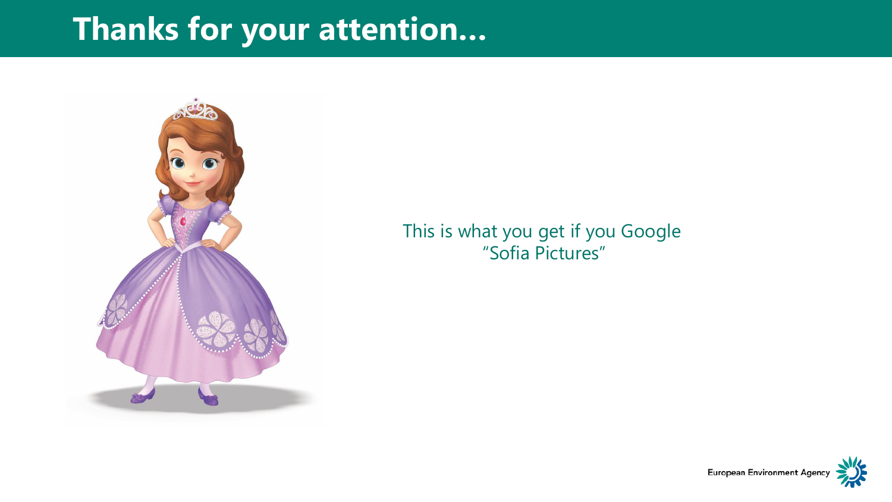# Thanks for your attention…

This is what you get if you Google "Sofia Pictures"

European Environment Agency